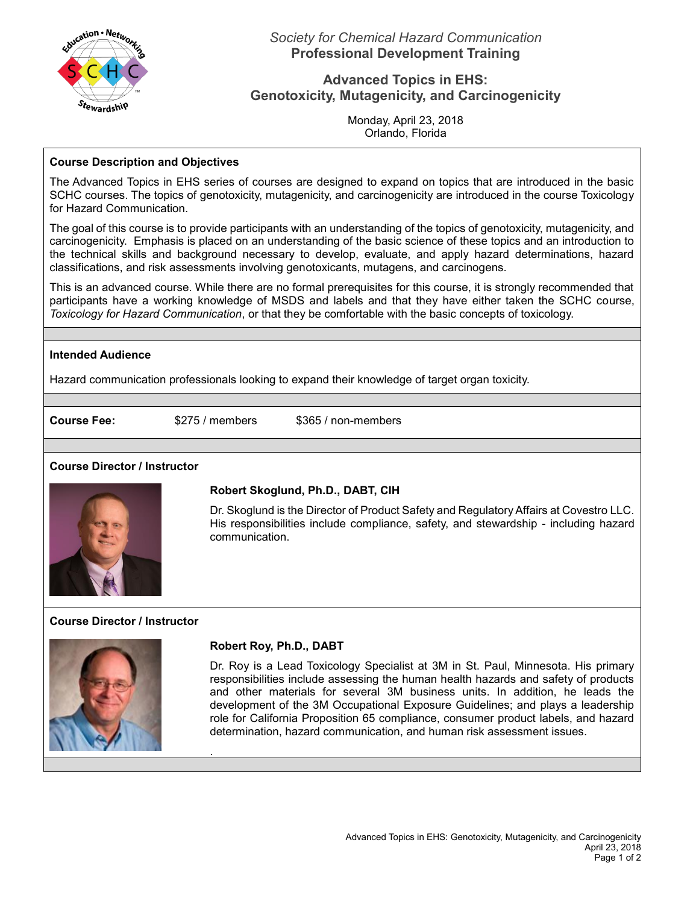*Society for Chemical Hazard Communication*
**Professional Development Training**

# Advanced Topics in EHS: Genotoxicity, Mutagenicity, and Carcinogenicity

Monday, April 23, 2018
Orlando, Florida

## Course Description and Objectives

The Advanced Topics in EHS series of courses are designed to expand on topics that are introduced in the basic SCHC courses. The topics of genotoxicity, mutagenicity, and carcinogenicity are introduced in the course Toxicology for Hazard Communication.

The goal of this course is to provide participants with an understanding of the topics of genotoxicity, mutagenicity, and carcinogenicity. Emphasis is placed on an understanding of the basic science of these topics and an introduction to the technical skills and background necessary to develop, evaluate, and apply hazard determinations, hazard classifications, and risk assessments involving genotoxicants, mutagens, and carcinogens.

This is an advanced course. While there are no formal prerequisites for this course, it is strongly recommended that participants have a working knowledge of MSDS and labels and that they have either taken the SCHC course, *Toxicology for Hazard Communication*, or that they be comfortable with the basic concepts of toxicology.

## Intended Audience

Hazard communication professionals looking to expand their knowledge of target organ toxicity.

**Course Fee:** $275 / members $365 / non-members

## Course Director / Instructor

**Robert Skoglund, Ph.D., DABT, CIH**

Dr. Skoglund is the Director of Product Safety and Regulatory Affairs at Covestro LLC. His responsibilities include compliance, safety, and stewardship - including hazard communication.

## Course Director / Instructor

**Robert Roy, Ph.D., DABT**

Dr. Roy is a Lead Toxicology Specialist at 3M in St. Paul, Minnesota. His primary responsibilities include assessing the human health hazards and safety of products and other materials for several 3M business units. In addition, he leads the development of the 3M Occupational Exposure Guidelines; and plays a leadership role for California Proposition 65 compliance, consumer product labels, and hazard determination, hazard communication, and human risk assessment issues.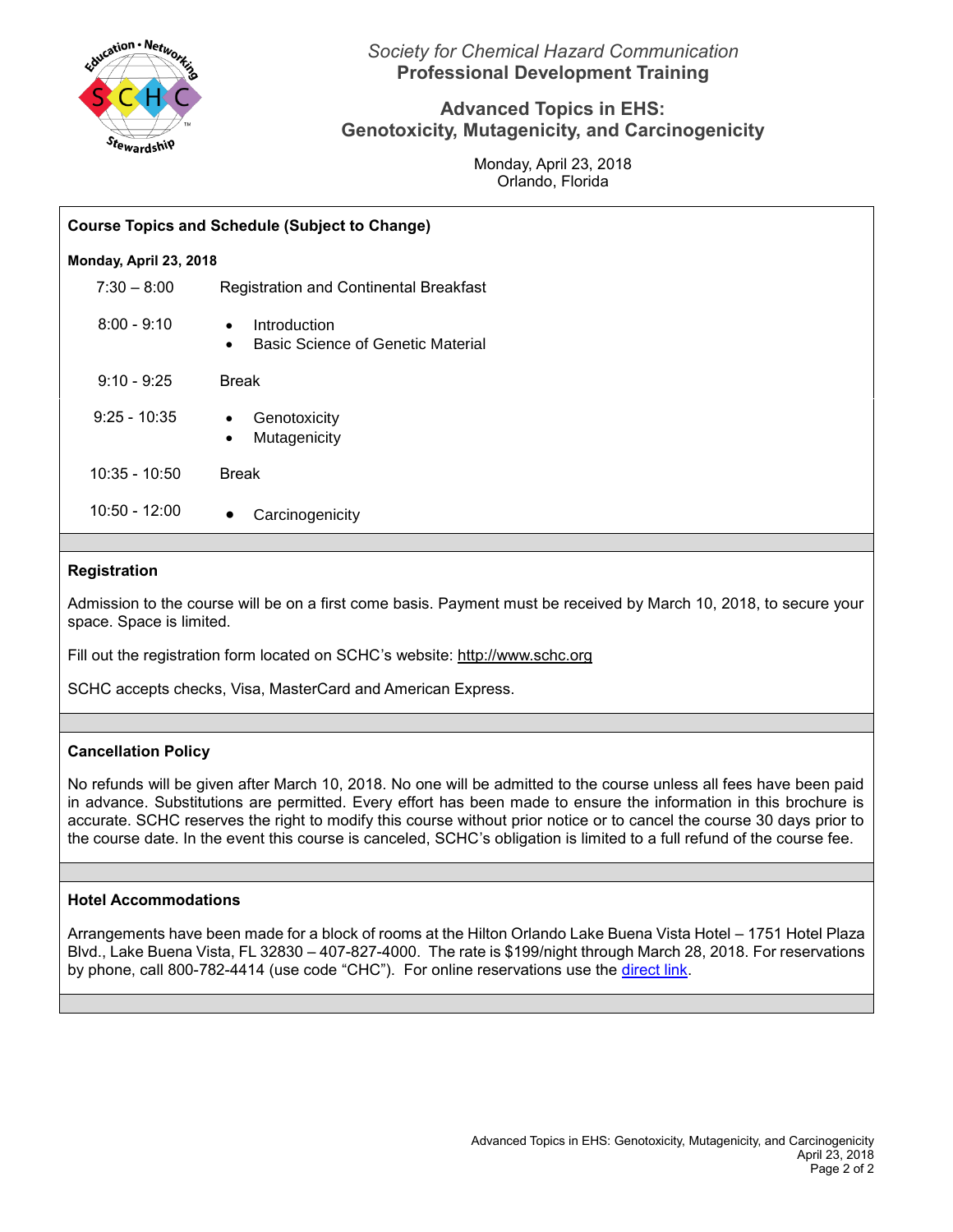*Society for Chemical Hazard Communication*
**Professional Development Training**

## Advanced Topics in EHS: Genotoxicity, Mutagenicity, and Carcinogenicity

Monday, April 23, 2018
Orlando, Florida

### Course Topics and Schedule (Subject to Change)

**Monday, April 23, 2018**

| | |
|---|---|
| 7:30 – 8:00 | Registration and Continental Breakfast |
| 8:00 - 9:10 | • Introduction<br>• Basic Science of Genetic Material |
| 9:10 - 9:25 | Break |
| 9:25 - 10:35 | • Genotoxicity<br>• Mutagenicity |
| 10:35 - 10:50 | Break |
| 10:50 - 12:00 | • Carcinogenicity |

### Registration

Admission to the course will be on a first come basis. Payment must be received by March 10, 2018, to secure your space. Space is limited.

Fill out the registration form located on SCHC's website: http://www.schc.org

SCHC accepts checks, Visa, MasterCard and American Express.

### Cancellation Policy

No refunds will be given after March 10, 2018. No one will be admitted to the course unless all fees have been paid in advance. Substitutions are permitted. Every effort has been made to ensure the information in this brochure is accurate. SCHC reserves the right to modify this course without prior notice or to cancel the course 30 days prior to the course date. In the event this course is canceled, SCHC's obligation is limited to a full refund of the course fee.

### Hotel Accommodations

Arrangements have been made for a block of rooms at the Hilton Orlando Lake Buena Vista Hotel – 1751 Hotel Plaza Blvd., Lake Buena Vista, FL 32830 – 407-827-4000. The rate is $199/night through March 28, 2018. For reservations by phone, call 800-782-4414 (use code "CHC"). For online reservations use the direct link.